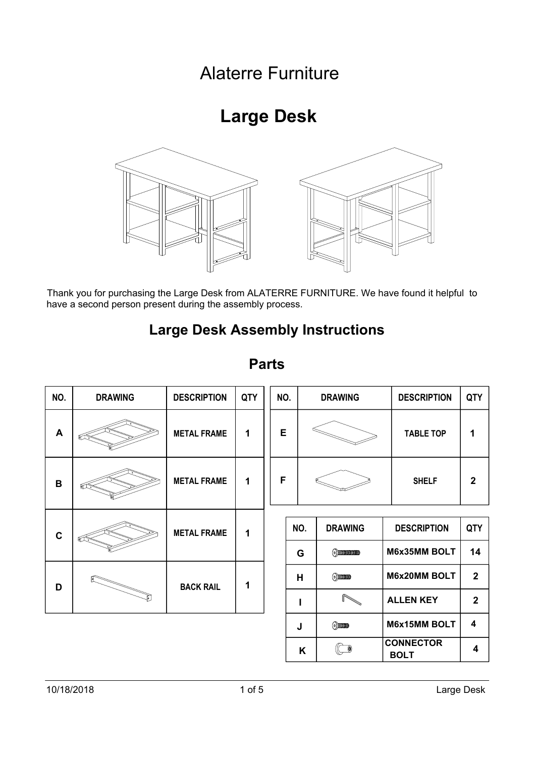# Alaterre Furniture

## Large Desk

Thank you for purchasing the Large Desk from ALATERRE FURNITURE. We have found it helpful to have a second person present during the assembly process.

## Large Desk Assembly Instructions

## Parts

| NO. | DRAWING | DESCRIPTION | QTY |
|---|---|---|---|
| A | | METAL FRAME | 1 |
| B | | METAL FRAME | 1 |
| C | | METAL FRAME | 1 |
| D | | BACK RAIL | 1 |

| NO. | DRAWING | DESCRIPTION | QTY |
|---|---|---|---|
| E | | TABLE TOP | 1 |
| F | | SHELF | 2 |

| NO. | DRAWING | DESCRIPTION | QTY |
|---|---|---|---|
| G | | M6x35MM BOLT | 14 |
| H | | M6x20MM BOLT | 2 |
| I | | ALLEN KEY | 2 |
| J | | M6x15MM BOLT | 4 |
| K | | CONNECTOR BOLT | 4 |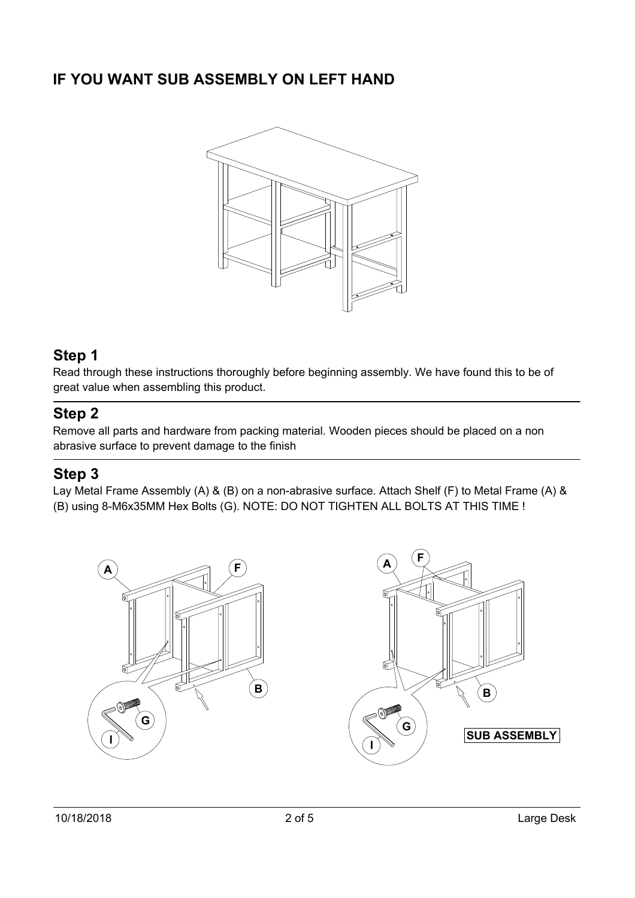## IF YOU WANT SUB ASSEMBLY ON LEFT HAND

## Step 1

Read through these instructions thoroughly before beginning assembly. We have found this to be of great value when assembling this product.

## Step 2

Remove all parts and hardware from packing material. Wooden pieces should be placed on a non abrasive surface to prevent damage to the finish

## Step 3

Lay Metal Frame Assembly (A) & (B) on a non-abrasive surface. Attach Shelf (F) to Metal Frame (A) & (B) using 8-M6x35MM Hex Bolts (G). NOTE: DO NOT TIGHTEN ALL BOLTS AT THIS TIME !

A F B G I

A F B G I SUB ASSEMBLY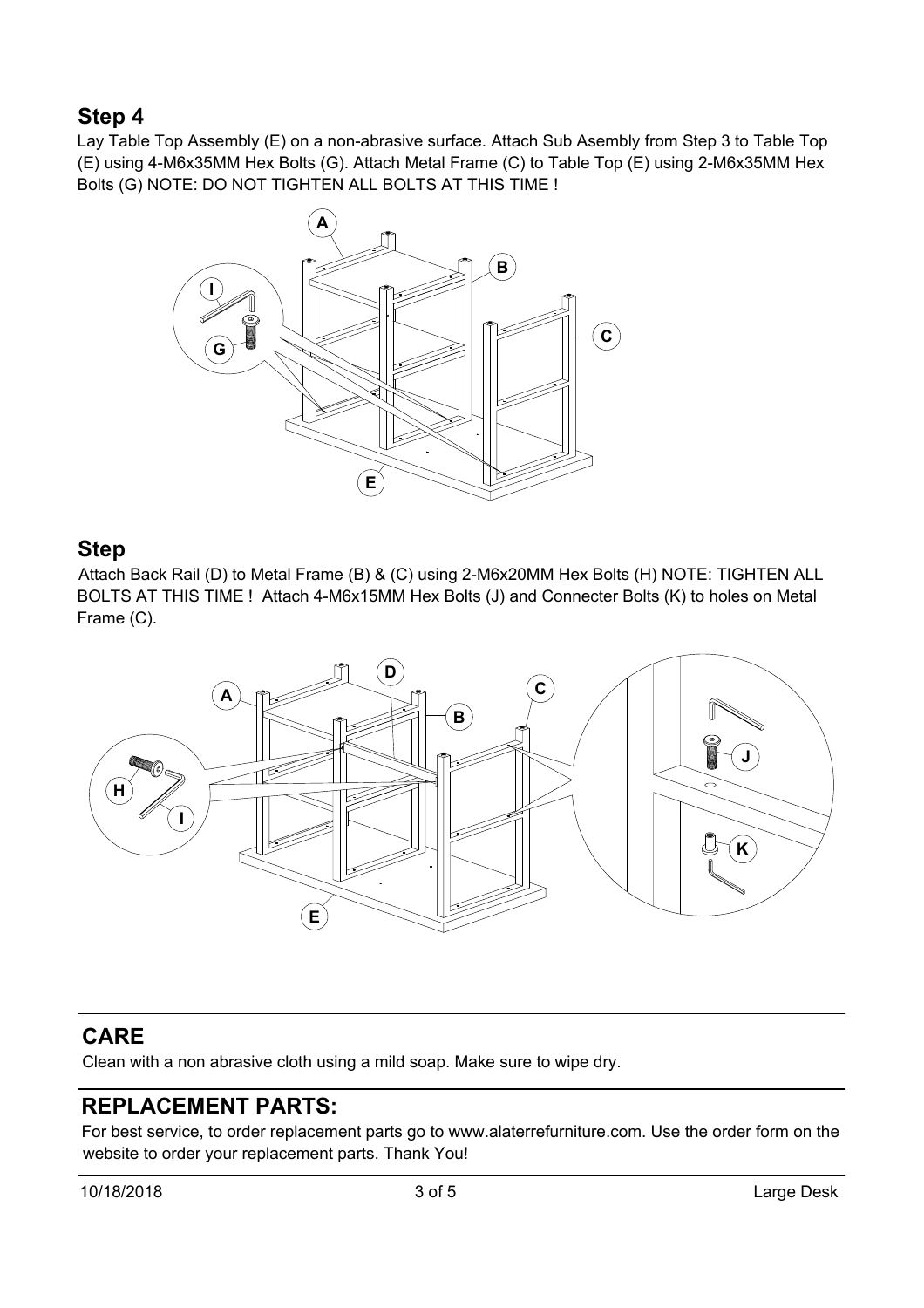## Step 4

Lay Table Top Assembly (E) on a non-abrasive surface. Attach Sub Asembly from Step 3 to Table Top (E) using 4-M6x35MM Hex Bolts (G). Attach Metal Frame (C) to Table Top (E) using 2-M6x35MM Hex Bolts (G) NOTE: DO NOT TIGHTEN ALL BOLTS AT THIS TIME !

## Step

Attach Back Rail (D) to Metal Frame (B) & (C) using 2-M6x20MM Hex Bolts (H) NOTE: TIGHTEN ALL BOLTS AT THIS TIME ! Attach 4-M6x15MM Hex Bolts (J) and Connecter Bolts (K) to holes on Metal Frame (C).

## CARE

Clean with a non abrasive cloth using a mild soap. Make sure to wipe dry.

## REPLACEMENT PARTS:

For best service, to order replacement parts go to www.alaterrefurniture.com. Use the order form on the website to order your replacement parts. Thank You!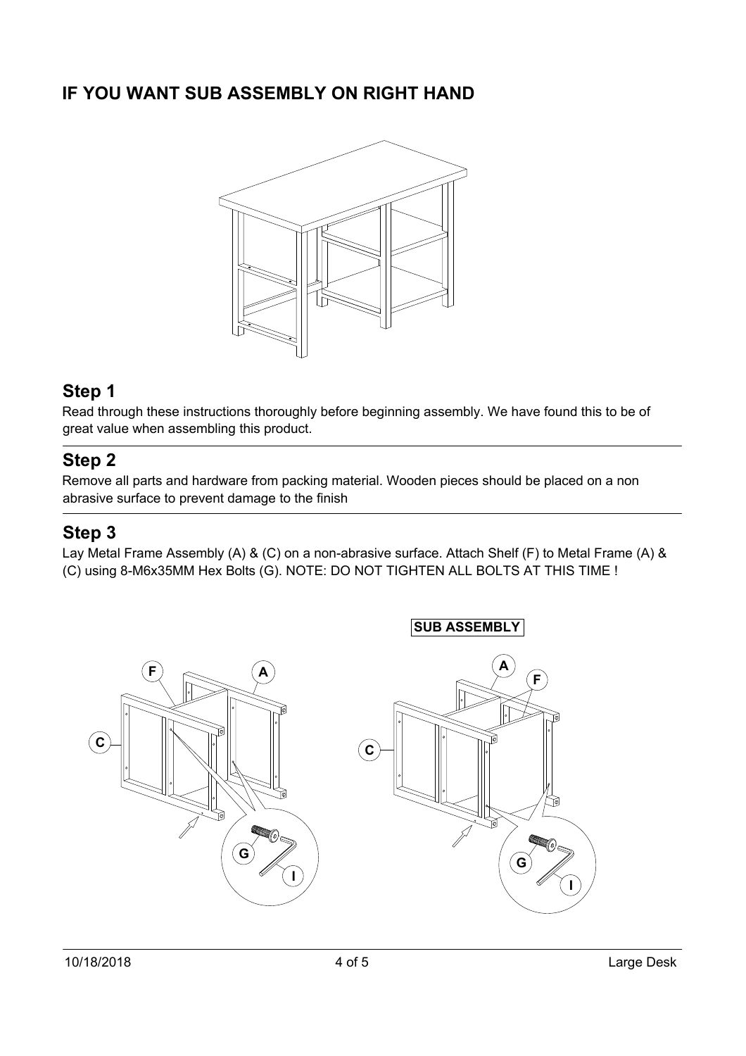## IF YOU WANT SUB ASSEMBLY ON RIGHT HAND

## Step 1

Read through these instructions thoroughly before beginning assembly. We have found this to be of great value when assembling this product.

## Step 2

Remove all parts and hardware from packing material. Wooden pieces should be placed on a non abrasive surface to prevent damage to the finish

## Step 3

Lay Metal Frame Assembly (A) & (C) on a non-abrasive surface. Attach Shelf (F) to Metal Frame (A) & (C) using 8-M6x35MM Hex Bolts (G). NOTE: DO NOT TIGHTEN ALL BOLTS AT THIS TIME !

SUB ASSEMBLY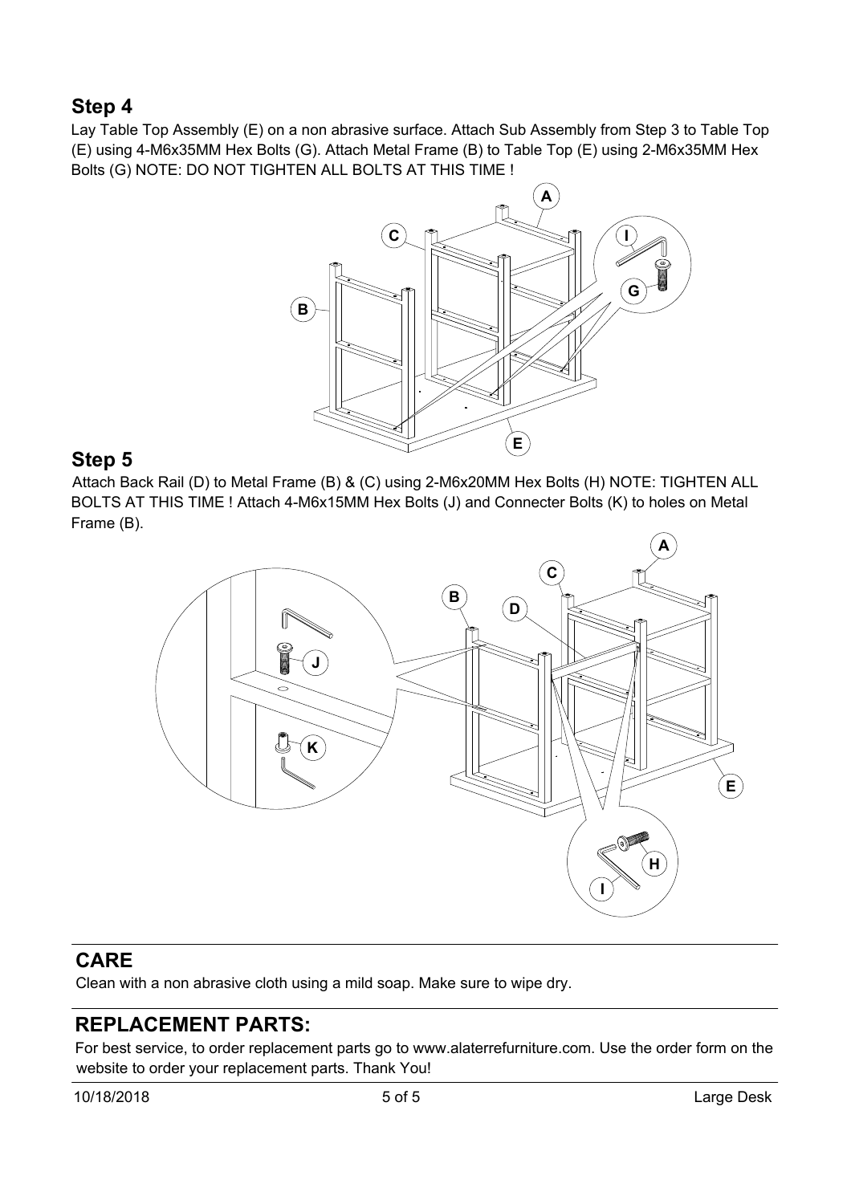## Step 4

Lay Table Top Assembly (E) on a non abrasive surface. Attach Sub Assembly from Step 3 to Table Top (E) using 4-M6x35MM Hex Bolts (G). Attach Metal Frame (B) to Table Top (E) using 2-M6x35MM Hex Bolts (G) NOTE: DO NOT TIGHTEN ALL BOLTS AT THIS TIME !

## Step 5

Attach Back Rail (D) to Metal Frame (B) & (C) using 2-M6x20MM Hex Bolts (H) NOTE: TIGHTEN ALL BOLTS AT THIS TIME ! Attach 4-M6x15MM Hex Bolts (J) and Connecter Bolts (K) to holes on Metal Frame (B).

## CARE

Clean with a non abrasive cloth using a mild soap. Make sure to wipe dry.

## REPLACEMENT PARTS:

For best service, to order replacement parts go to www.alaterrefurniture.com. Use the order form on the website to order your replacement parts. Thank You!